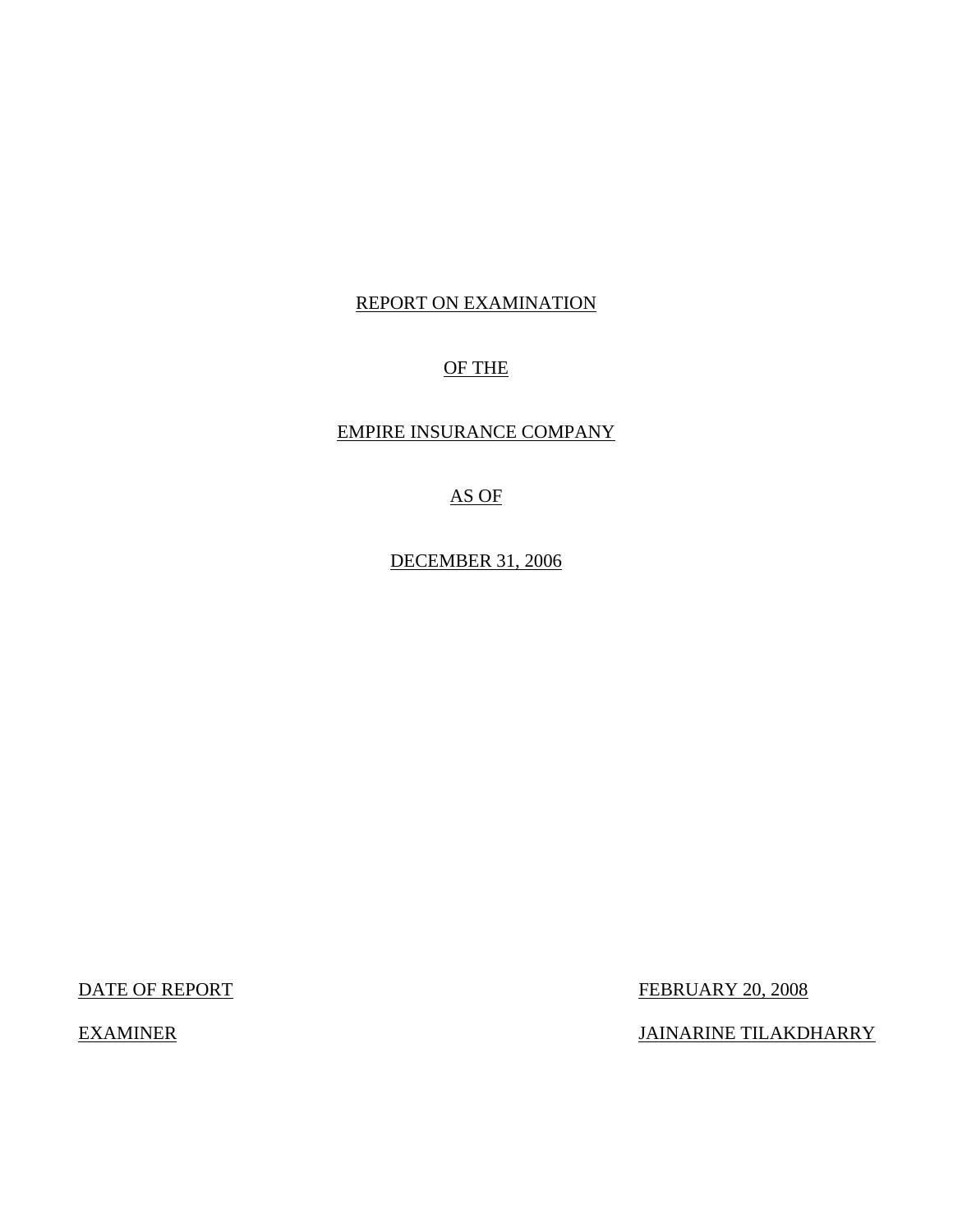REPORT ON EXAMINATION

OF THE

EMPIRE INSURANCE COMPANY

AS OF

DECEMBER 31, 2006

| | |
|---|---|
| DATE OF REPORT | FEBRUARY 20, 2008 |
| EXAMINER | JAINARINE TILAKDHARRY |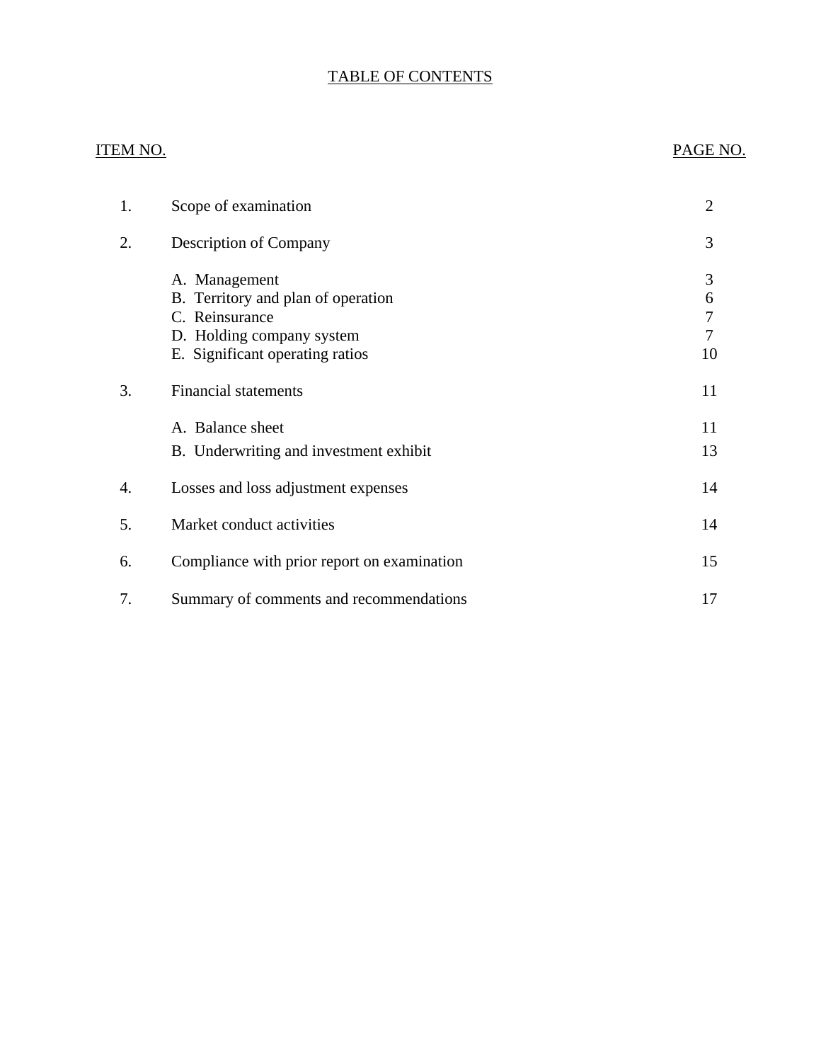# TABLE OF CONTENTS

| ITEM NO. | | PAGE NO. |
|---|---|---|
| 1. | Scope of examination | 2 |
| 2. | Description of Company | 3 |
| | A. Management | 3 |
| | B. Territory and plan of operation | 6 |
| | C. Reinsurance | 7 |
| | D. Holding company system | 7 |
| | E. Significant operating ratios | 10 |
| 3. | Financial statements | 11 |
| | A. Balance sheet | 11 |
| | B. Underwriting and investment exhibit | 13 |
| 4. | Losses and loss adjustment expenses | 14 |
| 5. | Market conduct activities | 14 |
| 6. | Compliance with prior report on examination | 15 |
| 7. | Summary of comments and recommendations | 17 |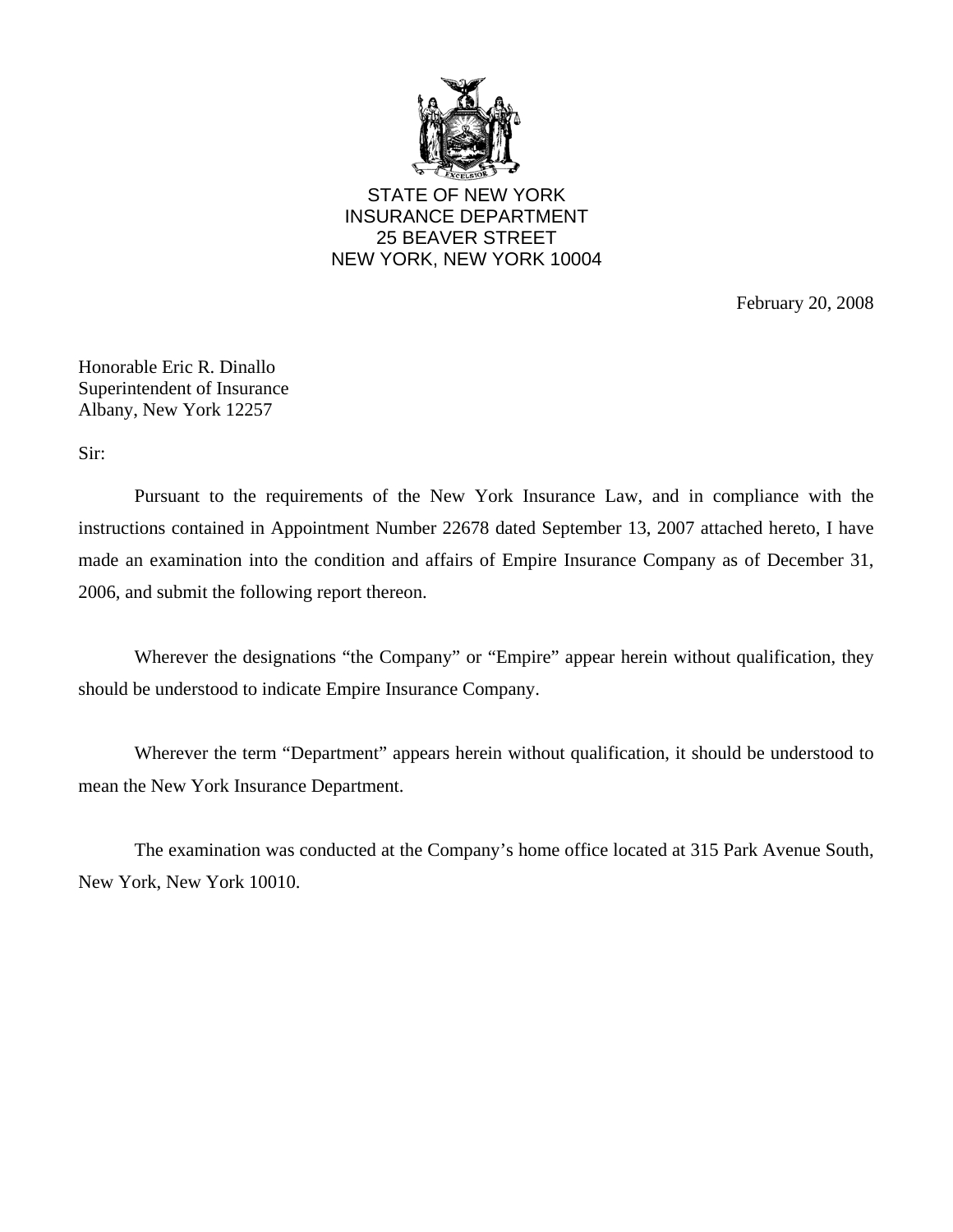STATE OF NEW YORK
INSURANCE DEPARTMENT
25 BEAVER STREET
NEW YORK, NEW YORK 10004

February 20, 2008

Honorable Eric R. Dinallo
Superintendent of Insurance
Albany, New York 12257

Sir:

Pursuant to the requirements of the New York Insurance Law, and in compliance with the instructions contained in Appointment Number 22678 dated September 13, 2007 attached hereto, I have made an examination into the condition and affairs of Empire Insurance Company as of December 31, 2006, and submit the following report thereon.

Wherever the designations "the Company" or "Empire" appear herein without qualification, they should be understood to indicate Empire Insurance Company.

Wherever the term "Department" appears herein without qualification, it should be understood to mean the New York Insurance Department.

The examination was conducted at the Company's home office located at 315 Park Avenue South, New York, New York 10010.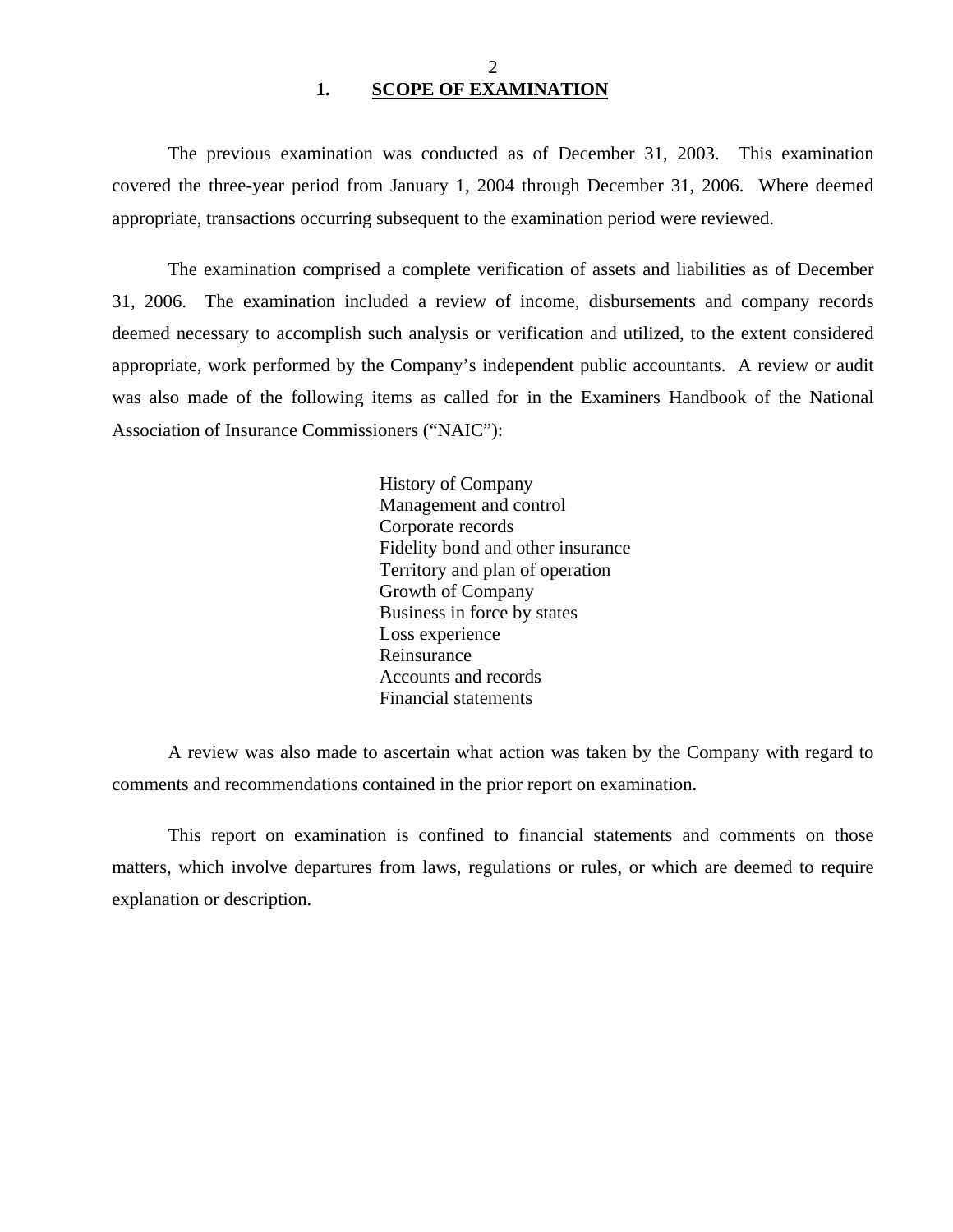## 1. SCOPE OF EXAMINATION

The previous examination was conducted as of December 31, 2003. This examination covered the three-year period from January 1, 2004 through December 31, 2006. Where deemed appropriate, transactions occurring subsequent to the examination period were reviewed.

The examination comprised a complete verification of assets and liabilities as of December 31, 2006. The examination included a review of income, disbursements and company records deemed necessary to accomplish such analysis or verification and utilized, to the extent considered appropriate, work performed by the Company's independent public accountants. A review or audit was also made of the following items as called for in the Examiners Handbook of the National Association of Insurance Commissioners ("NAIC"):

- History of Company
- Management and control
- Corporate records
- Fidelity bond and other insurance
- Territory and plan of operation
- Growth of Company
- Business in force by states
- Loss experience
- Reinsurance
- Accounts and records
- Financial statements

A review was also made to ascertain what action was taken by the Company with regard to comments and recommendations contained in the prior report on examination.

This report on examination is confined to financial statements and comments on those matters, which involve departures from laws, regulations or rules, or which are deemed to require explanation or description.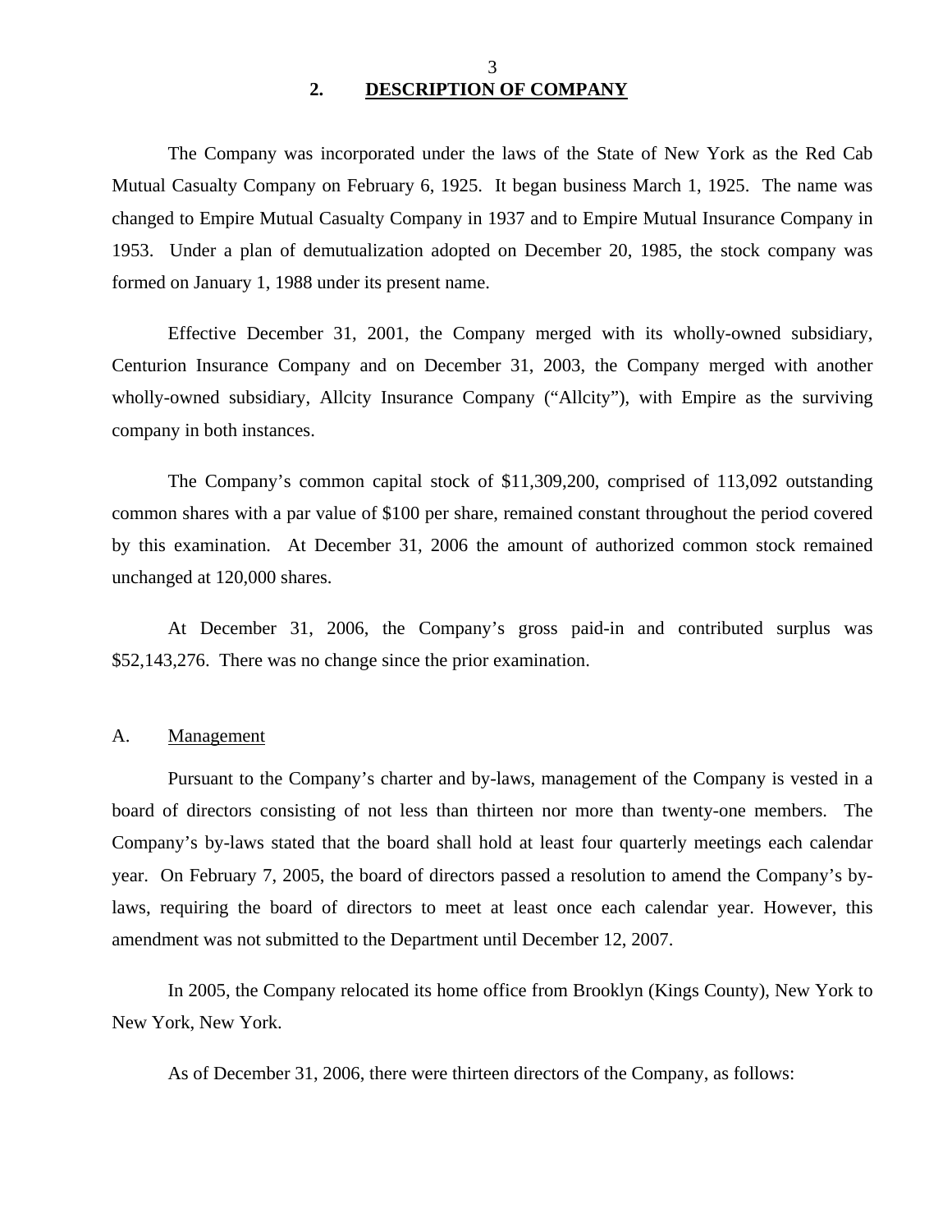## 2. DESCRIPTION OF COMPANY

The Company was incorporated under the laws of the State of New York as the Red Cab Mutual Casualty Company on February 6, 1925. It began business March 1, 1925. The name was changed to Empire Mutual Casualty Company in 1937 and to Empire Mutual Insurance Company in 1953. Under a plan of demutualization adopted on December 20, 1985, the stock company was formed on January 1, 1988 under its present name.

Effective December 31, 2001, the Company merged with its wholly-owned subsidiary, Centurion Insurance Company and on December 31, 2003, the Company merged with another wholly-owned subsidiary, Allcity Insurance Company ("Allcity"), with Empire as the surviving company in both instances.

The Company's common capital stock of $11,309,200, comprised of 113,092 outstanding common shares with a par value of $100 per share, remained constant throughout the period covered by this examination. At December 31, 2006 the amount of authorized common stock remained unchanged at 120,000 shares.

At December 31, 2006, the Company's gross paid-in and contributed surplus was $52,143,276. There was no change since the prior examination.

### A. Management

Pursuant to the Company's charter and by-laws, management of the Company is vested in a board of directors consisting of not less than thirteen nor more than twenty-one members. The Company's by-laws stated that the board shall hold at least four quarterly meetings each calendar year. On February 7, 2005, the board of directors passed a resolution to amend the Company's by-laws, requiring the board of directors to meet at least once each calendar year. However, this amendment was not submitted to the Department until December 12, 2007.

In 2005, the Company relocated its home office from Brooklyn (Kings County), New York to New York, New York.

As of December 31, 2006, there were thirteen directors of the Company, as follows: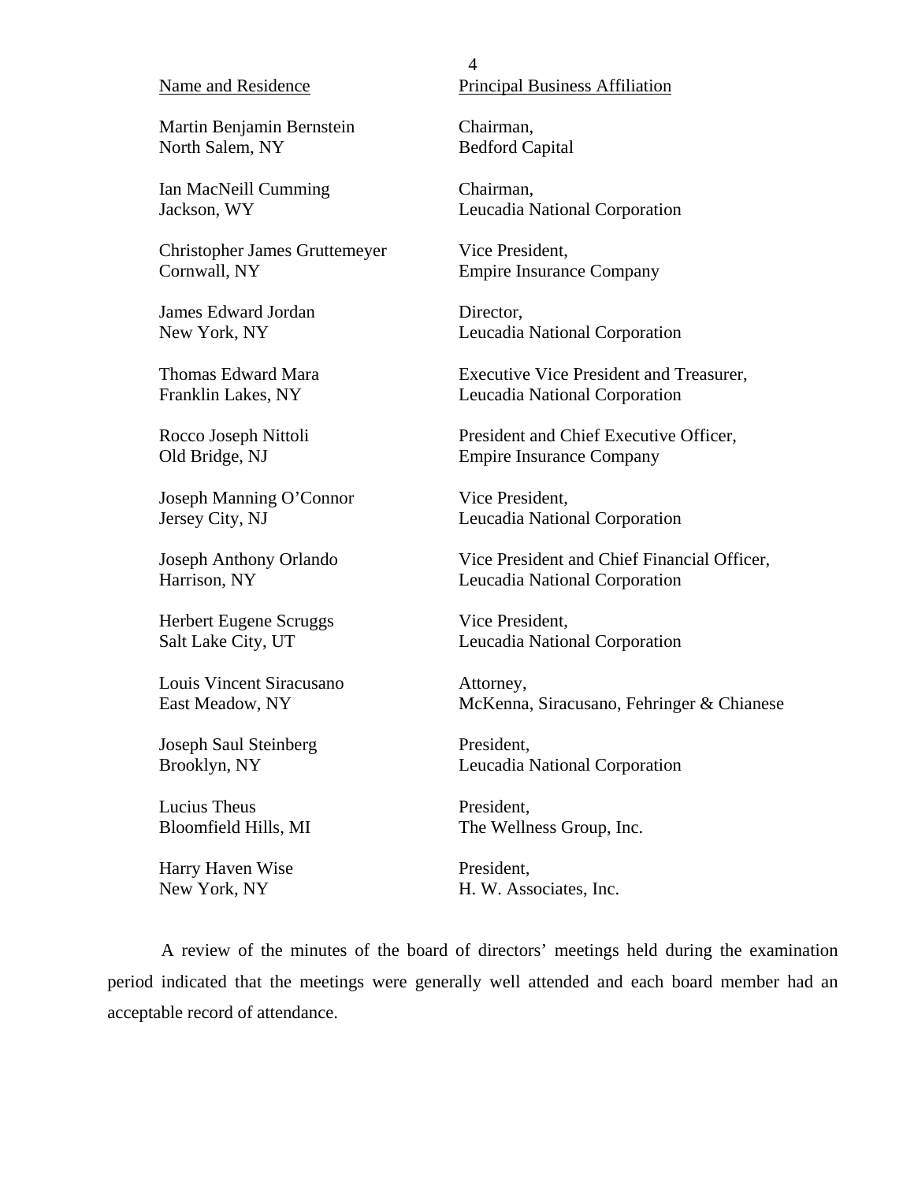| Name and Residence | Principal Business Affiliation |
|---|---|
| Martin Benjamin Bernstein<br>North Salem, NY | Chairman,<br>Bedford Capital |
| Ian MacNeill Cumming<br>Jackson, WY | Chairman,<br>Leucadia National Corporation |
| Christopher James Gruttemeyer<br>Cornwall, NY | Vice President,<br>Empire Insurance Company |
| James Edward Jordan<br>New York, NY | Director,<br>Leucadia National Corporation |
| Thomas Edward Mara<br>Franklin Lakes, NY | Executive Vice President and Treasurer,<br>Leucadia National Corporation |
| Rocco Joseph Nittoli<br>Old Bridge, NJ | President and Chief Executive Officer,<br>Empire Insurance Company |
| Joseph Manning O'Connor<br>Jersey City, NJ | Vice President,<br>Leucadia National Corporation |
| Joseph Anthony Orlando<br>Harrison, NY | Vice President and Chief Financial Officer,<br>Leucadia National Corporation |
| Herbert Eugene Scruggs<br>Salt Lake City, UT | Vice President,<br>Leucadia National Corporation |
| Louis Vincent Siracusano<br>East Meadow, NY | Attorney,<br>McKenna, Siracusano, Fehringer & Chianese |
| Joseph Saul Steinberg<br>Brooklyn, NY | President,<br>Leucadia National Corporation |
| Lucius Theus<br>Bloomfield Hills, MI | President,<br>The Wellness Group, Inc. |
| Harry Haven Wise<br>New York, NY | President,<br>H. W. Associates, Inc. |

A review of the minutes of the board of directors' meetings held during the examination period indicated that the meetings were generally well attended and each board member had an acceptable record of attendance.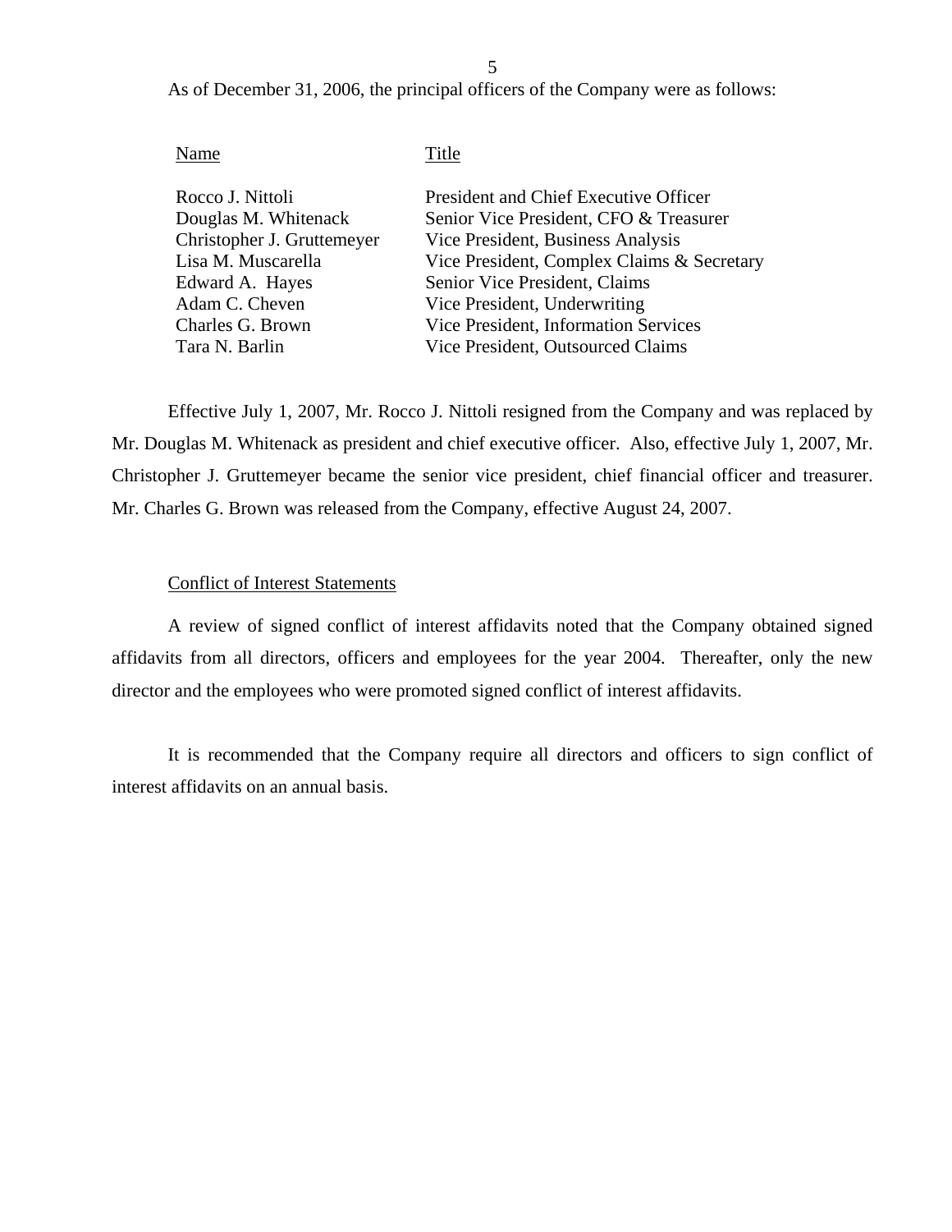As of December 31, 2006, the principal officers of the Company were as follows:

| Name | Title |
|---|---|
| Rocco J. Nittoli | President and Chief Executive Officer |
| Douglas M. Whitenack | Senior Vice President, CFO & Treasurer |
| Christopher J. Gruttemeyer | Vice President, Business Analysis |
| Lisa M. Muscarella | Vice President, Complex Claims & Secretary |
| Edward A. Hayes | Senior Vice President, Claims |
| Adam C. Cheven | Vice President, Underwriting |
| Charles G. Brown | Vice President, Information Services |
| Tara N. Barlin | Vice President, Outsourced Claims |

Effective July 1, 2007, Mr. Rocco J. Nittoli resigned from the Company and was replaced by Mr. Douglas M. Whitenack as president and chief executive officer. Also, effective July 1, 2007, Mr. Christopher J. Gruttemeyer became the senior vice president, chief financial officer and treasurer. Mr. Charles G. Brown was released from the Company, effective August 24, 2007.

## Conflict of Interest Statements

A review of signed conflict of interest affidavits noted that the Company obtained signed affidavits from all directors, officers and employees for the year 2004. Thereafter, only the new director and the employees who were promoted signed conflict of interest affidavits.

It is recommended that the Company require all directors and officers to sign conflict of interest affidavits on an annual basis.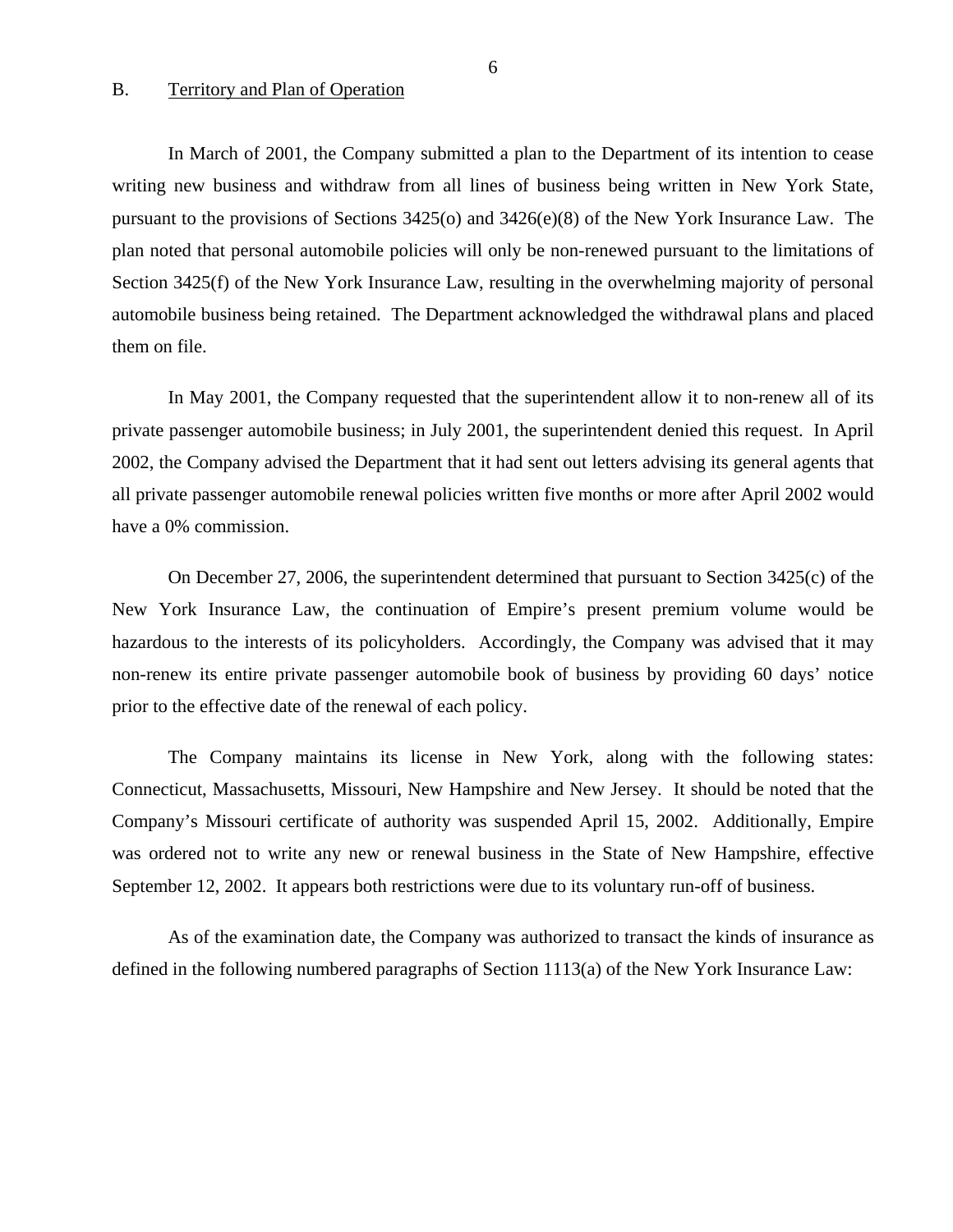## B. Territory and Plan of Operation

In March of 2001, the Company submitted a plan to the Department of its intention to cease writing new business and withdraw from all lines of business being written in New York State, pursuant to the provisions of Sections 3425(o) and 3426(e)(8) of the New York Insurance Law. The plan noted that personal automobile policies will only be non-renewed pursuant to the limitations of Section 3425(f) of the New York Insurance Law, resulting in the overwhelming majority of personal automobile business being retained. The Department acknowledged the withdrawal plans and placed them on file.

In May 2001, the Company requested that the superintendent allow it to non-renew all of its private passenger automobile business; in July 2001, the superintendent denied this request. In April 2002, the Company advised the Department that it had sent out letters advising its general agents that all private passenger automobile renewal policies written five months or more after April 2002 would have a 0% commission.

On December 27, 2006, the superintendent determined that pursuant to Section 3425(c) of the New York Insurance Law, the continuation of Empire's present premium volume would be hazardous to the interests of its policyholders. Accordingly, the Company was advised that it may non-renew its entire private passenger automobile book of business by providing 60 days' notice prior to the effective date of the renewal of each policy.

The Company maintains its license in New York, along with the following states: Connecticut, Massachusetts, Missouri, New Hampshire and New Jersey. It should be noted that the Company's Missouri certificate of authority was suspended April 15, 2002. Additionally, Empire was ordered not to write any new or renewal business in the State of New Hampshire, effective September 12, 2002. It appears both restrictions were due to its voluntary run-off of business.

As of the examination date, the Company was authorized to transact the kinds of insurance as defined in the following numbered paragraphs of Section 1113(a) of the New York Insurance Law: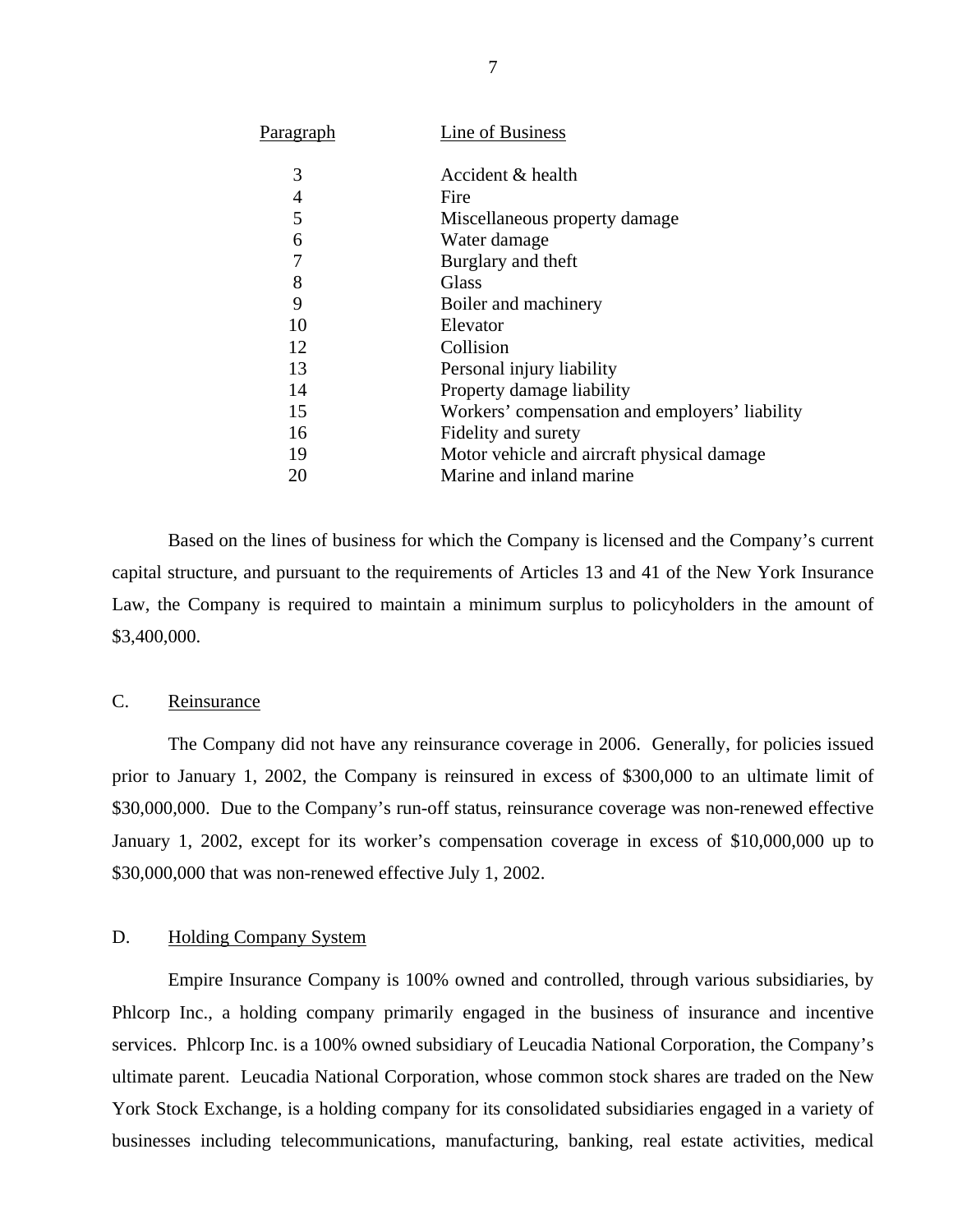| Paragraph | Line of Business |
|---|---|
| 3 | Accident & health |
| 4 | Fire |
| 5 | Miscellaneous property damage |
| 6 | Water damage |
| 7 | Burglary and theft |
| 8 | Glass |
| 9 | Boiler and machinery |
| 10 | Elevator |
| 12 | Collision |
| 13 | Personal injury liability |
| 14 | Property damage liability |
| 15 | Workers' compensation and employers' liability |
| 16 | Fidelity and surety |
| 19 | Motor vehicle and aircraft physical damage |
| 20 | Marine and inland marine |

Based on the lines of business for which the Company is licensed and the Company's current capital structure, and pursuant to the requirements of Articles 13 and 41 of the New York Insurance Law, the Company is required to maintain a minimum surplus to policyholders in the amount of $3,400,000.

## C. Reinsurance

The Company did not have any reinsurance coverage in 2006. Generally, for policies issued prior to January 1, 2002, the Company is reinsured in excess of $300,000 to an ultimate limit of $30,000,000. Due to the Company's run-off status, reinsurance coverage was non-renewed effective January 1, 2002, except for its worker's compensation coverage in excess of $10,000,000 up to $30,000,000 that was non-renewed effective July 1, 2002.

## D. Holding Company System

Empire Insurance Company is 100% owned and controlled, through various subsidiaries, by Phlcorp Inc., a holding company primarily engaged in the business of insurance and incentive services. Phlcorp Inc. is a 100% owned subsidiary of Leucadia National Corporation, the Company's ultimate parent. Leucadia National Corporation, whose common stock shares are traded on the New York Stock Exchange, is a holding company for its consolidated subsidiaries engaged in a variety of businesses including telecommunications, manufacturing, banking, real estate activities, medical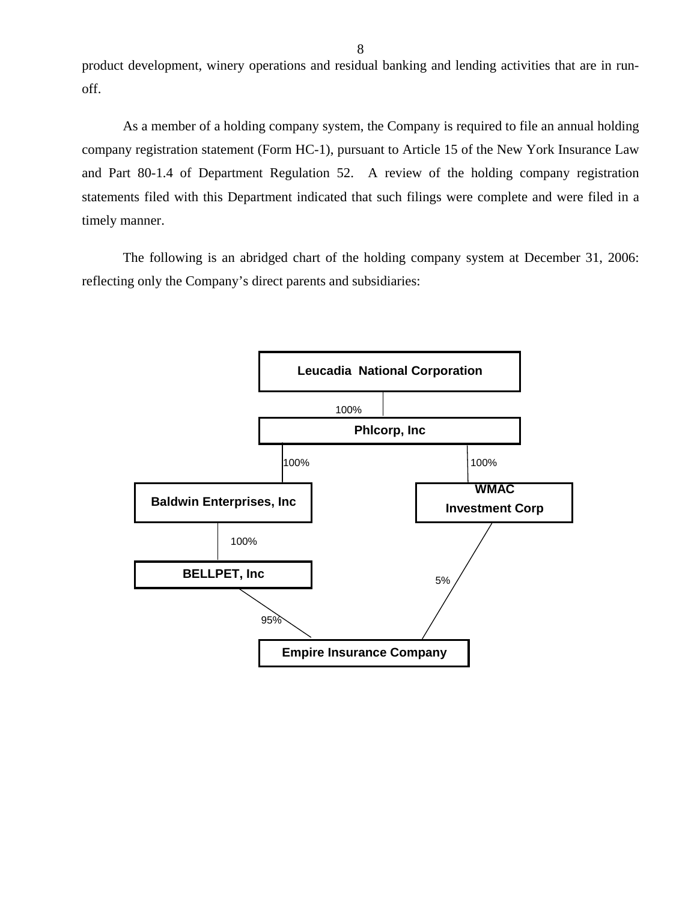product development, winery operations and residual banking and lending activities that are in run-off.

As a member of a holding company system, the Company is required to file an annual holding company registration statement (Form HC-1), pursuant to Article 15 of the New York Insurance Law and Part 80-1.4 of Department Regulation 52. A review of the holding company registration statements filed with this Department indicated that such filings were complete and were filed in a timely manner.

The following is an abridged chart of the holding company system at December 31, 2006: reflecting only the Company's direct parents and subsidiaries:

**Leucadia National Corporation**

100%

**Phlcorp, Inc**

100% | 100%

**Baldwin Enterprises, Inc** | **WMAC Investment Corp**

100%

**BELLPET, Inc**

95% | 5%

**Empire Insurance Company**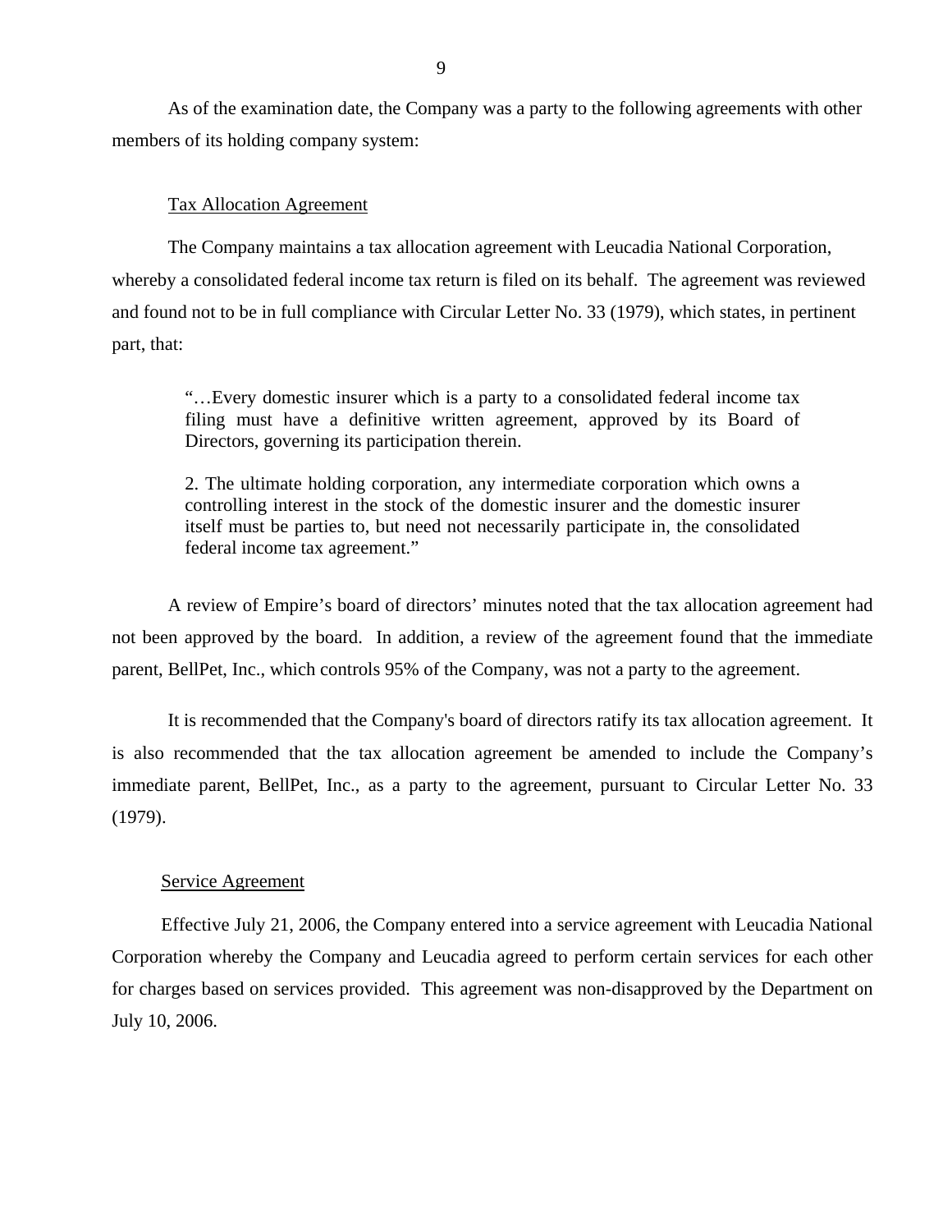As of the examination date, the Company was a party to the following agreements with other members of its holding company system:

Tax Allocation Agreement

The Company maintains a tax allocation agreement with Leucadia National Corporation, whereby a consolidated federal income tax return is filed on its behalf. The agreement was reviewed and found not to be in full compliance with Circular Letter No. 33 (1979), which states, in pertinent part, that:

> "…Every domestic insurer which is a party to a consolidated federal income tax filing must have a definitive written agreement, approved by its Board of Directors, governing its participation therein.
>
> 2. The ultimate holding corporation, any intermediate corporation which owns a controlling interest in the stock of the domestic insurer and the domestic insurer itself must be parties to, but need not necessarily participate in, the consolidated federal income tax agreement."

A review of Empire's board of directors' minutes noted that the tax allocation agreement had not been approved by the board. In addition, a review of the agreement found that the immediate parent, BellPet, Inc., which controls 95% of the Company, was not a party to the agreement.

It is recommended that the Company's board of directors ratify its tax allocation agreement. It is also recommended that the tax allocation agreement be amended to include the Company's immediate parent, BellPet, Inc., as a party to the agreement, pursuant to Circular Letter No. 33 (1979).

Service Agreement

Effective July 21, 2006, the Company entered into a service agreement with Leucadia National Corporation whereby the Company and Leucadia agreed to perform certain services for each other for charges based on services provided. This agreement was non-disapproved by the Department on July 10, 2006.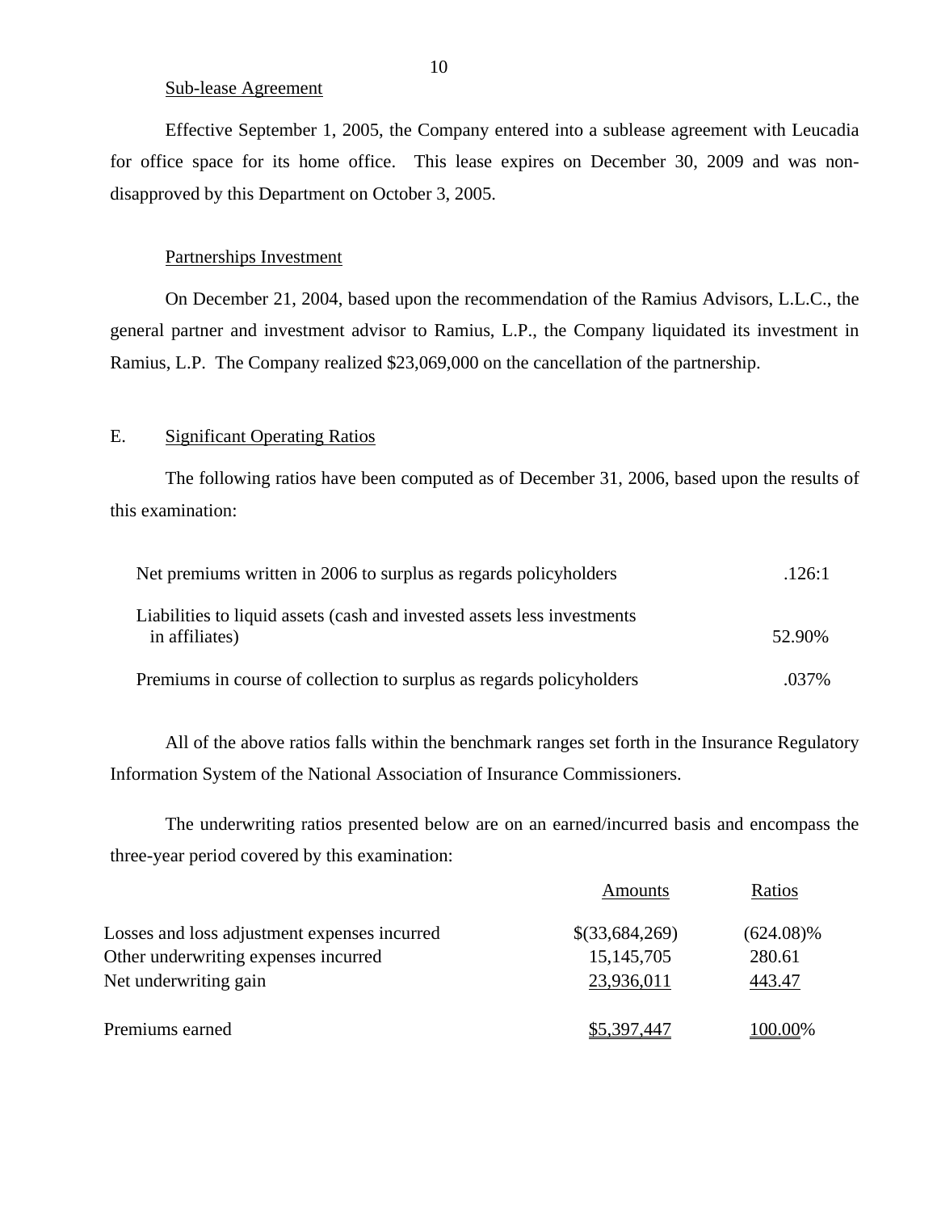Sub-lease Agreement

Effective September 1, 2005, the Company entered into a sublease agreement with Leucadia for office space for its home office. This lease expires on December 30, 2009 and was non-disapproved by this Department on October 3, 2005.

Partnerships Investment

On December 21, 2004, based upon the recommendation of the Ramius Advisors, L.L.C., the general partner and investment advisor to Ramius, L.P., the Company liquidated its investment in Ramius, L.P. The Company realized $23,069,000 on the cancellation of the partnership.

## E. Significant Operating Ratios

The following ratios have been computed as of December 31, 2006, based upon the results of this examination:

| | |
|---|---|
| Net premiums written in 2006 to surplus as regards policyholders | .126:1 |
| Liabilities to liquid assets (cash and invested assets less investments in affiliates) | 52.90% |
| Premiums in course of collection to surplus as regards policyholders | .037% |

All of the above ratios falls within the benchmark ranges set forth in the Insurance Regulatory Information System of the National Association of Insurance Commissioners.

The underwriting ratios presented below are on an earned/incurred basis and encompass the three-year period covered by this examination:

| | Amounts | Ratios |
|---|---|---|
| Losses and loss adjustment expenses incurred | $(33,684,269) | (624.08)% |
| Other underwriting expenses incurred | 15,145,705 | 280.61 |
| Net underwriting gain | 23,936,011 | 443.47 |
| Premiums earned | $5,397,447 | 100.00% |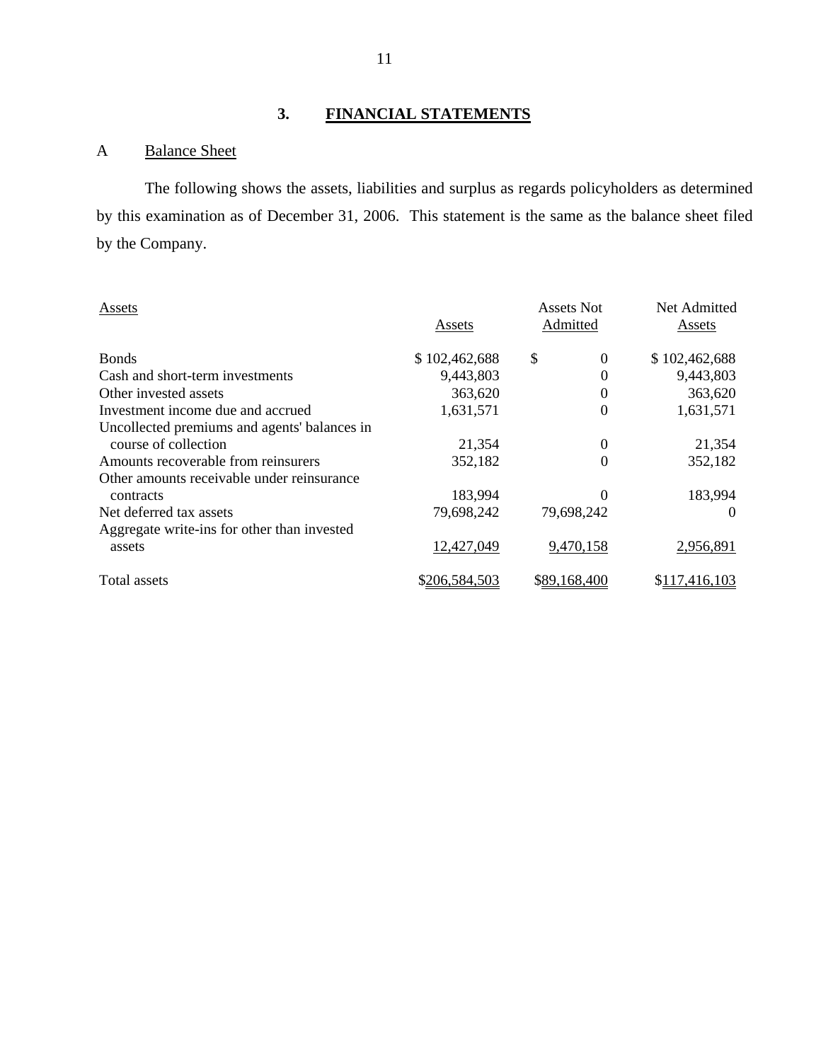## 3. FINANCIAL STATEMENTS

### A Balance Sheet

The following shows the assets, liabilities and surplus as regards policyholders as determined by this examination as of December 31, 2006. This statement is the same as the balance sheet filed by the Company.

| Assets | Assets | Assets Not Admitted | Net Admitted Assets |
|---|---|---|---|
| Bonds | $ 102,462,688 | $ 0 | $ 102,462,688 |
| Cash and short-term investments | 9,443,803 | 0 | 9,443,803 |
| Other invested assets | 363,620 | 0 | 363,620 |
| Investment income due and accrued | 1,631,571 | 0 | 1,631,571 |
| Uncollected premiums and agents' balances in course of collection | 21,354 | 0 | 21,354 |
| Amounts recoverable from reinsurers | 352,182 | 0 | 352,182 |
| Other amounts receivable under reinsurance contracts | 183,994 | 0 | 183,994 |
| Net deferred tax assets | 79,698,242 | 79,698,242 | 0 |
| Aggregate write-ins for other than invested assets | 12,427,049 | 9,470,158 | 2,956,891 |
| Total assets | $206,584,503 | $89,168,400 | $117,416,103 |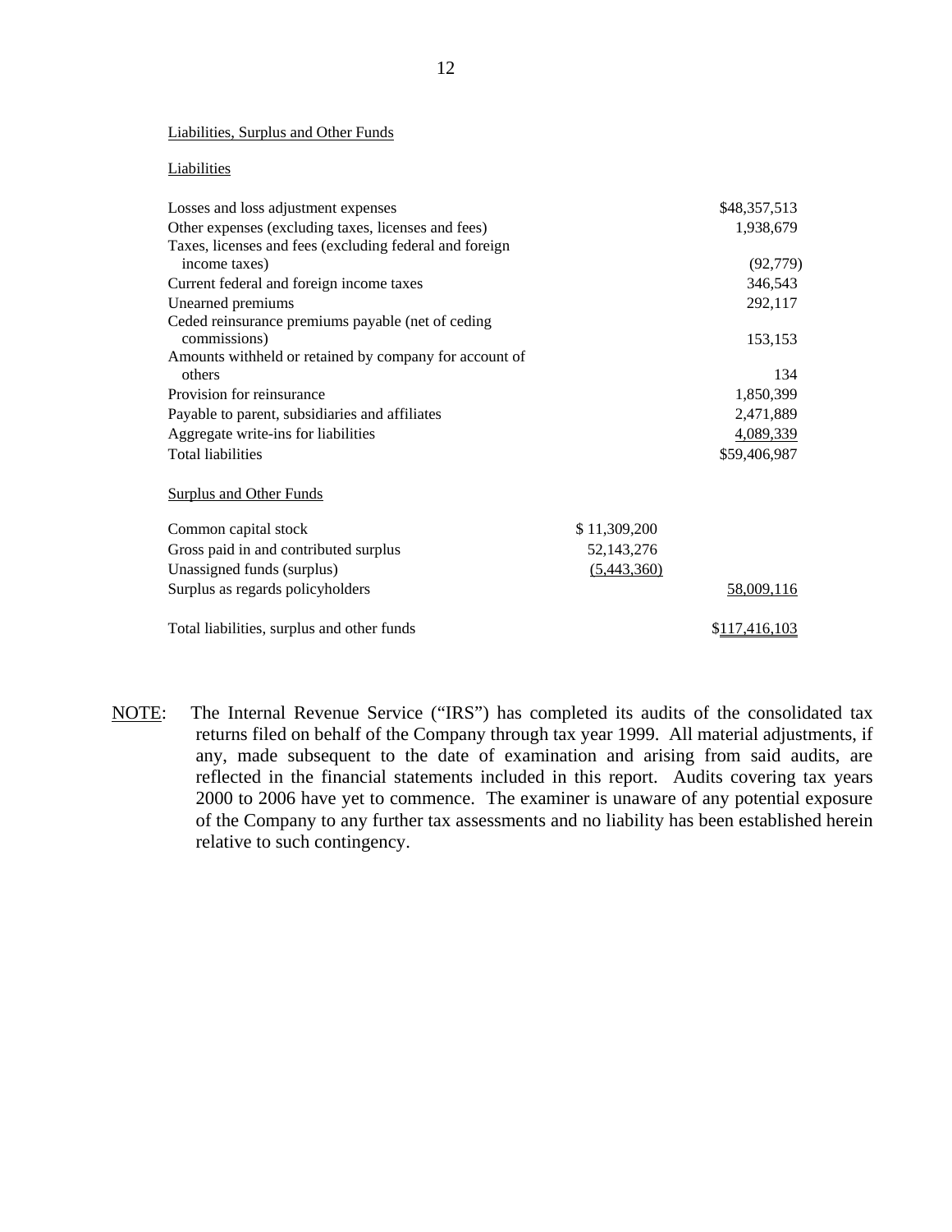Liabilities, Surplus and Other Funds

Liabilities

| | | |
|---|---|---|
| Losses and loss adjustment expenses | | $48,357,513 |
| Other expenses (excluding taxes, licenses and fees) | | 1,938,679 |
| Taxes, licenses and fees (excluding federal and foreign income taxes) | | (92,779) |
| Current federal and foreign income taxes | | 346,543 |
| Unearned premiums | | 292,117 |
| Ceded reinsurance premiums payable (net of ceding commissions) | | 153,153 |
| Amounts withheld or retained by company for account of others | | 134 |
| Provision for reinsurance | | 1,850,399 |
| Payable to parent, subsidiaries and affiliates | | 2,471,889 |
| Aggregate write-ins for liabilities | | 4,089,339 |
| Total liabilities | | $59,406,987 |
| **Surplus and Other Funds** | | |
| Common capital stock | $ 11,309,200 | |
| Gross paid in and contributed surplus | 52,143,276 | |
| Unassigned funds (surplus) | (5,443,360) | |
| Surplus as regards policyholders | | 58,009,116 |
| Total liabilities, surplus and other funds | | $117,416,103 |

NOTE: The Internal Revenue Service ("IRS") has completed its audits of the consolidated tax returns filed on behalf of the Company through tax year 1999. All material adjustments, if any, made subsequent to the date of examination and arising from said audits, are reflected in the financial statements included in this report. Audits covering tax years 2000 to 2006 have yet to commence. The examiner is unaware of any potential exposure of the Company to any further tax assessments and no liability has been established herein relative to such contingency.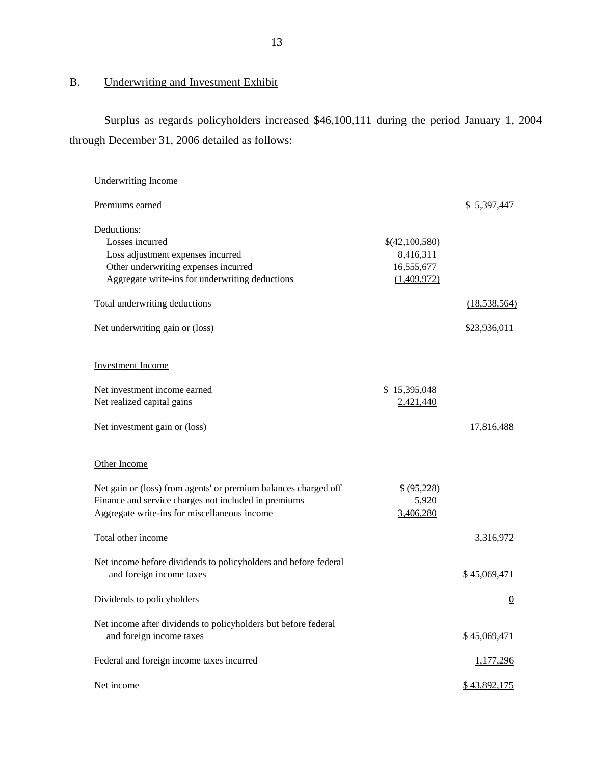## B. Underwriting and Investment Exhibit

Surplus as regards policyholders increased $46,100,111 during the period January 1, 2004 through December 31, 2006 detailed as follows:

| | | |
|---|---|---|
| Underwriting Income | | |
| Premiums earned | | $ 5,397,447 |
| Deductions: | | |
| Losses incurred | $(42,100,580) | |
| Loss adjustment expenses incurred | 8,416,311 | |
| Other underwriting expenses incurred | 16,555,677 | |
| Aggregate write-ins for underwriting deductions | (1,409,972) | |
| Total underwriting deductions | | (18,538,564) |
| Net underwriting gain or (loss) | | $23,936,011 |
| Investment Income | | |
| Net investment income earned | $ 15,395,048 | |
| Net realized capital gains | 2,421,440 | |
| Net investment gain or (loss) | | 17,816,488 |
| Other Income | | |
| Net gain or (loss) from agents' or premium balances charged off | $ (95,228) | |
| Finance and service charges not included in premiums | 5,920 | |
| Aggregate write-ins for miscellaneous income | 3,406,280 | |
| Total other income | | 3,316,972 |
| Net income before dividends to policyholders and before federal and foreign income taxes | | $ 45,069,471 |
| Dividends to policyholders | | 0 |
| Net income after dividends to policyholders but before federal and foreign income taxes | | $ 45,069,471 |
| Federal and foreign income taxes incurred | | 1,177,296 |
| Net income | | $ 43,892,175 |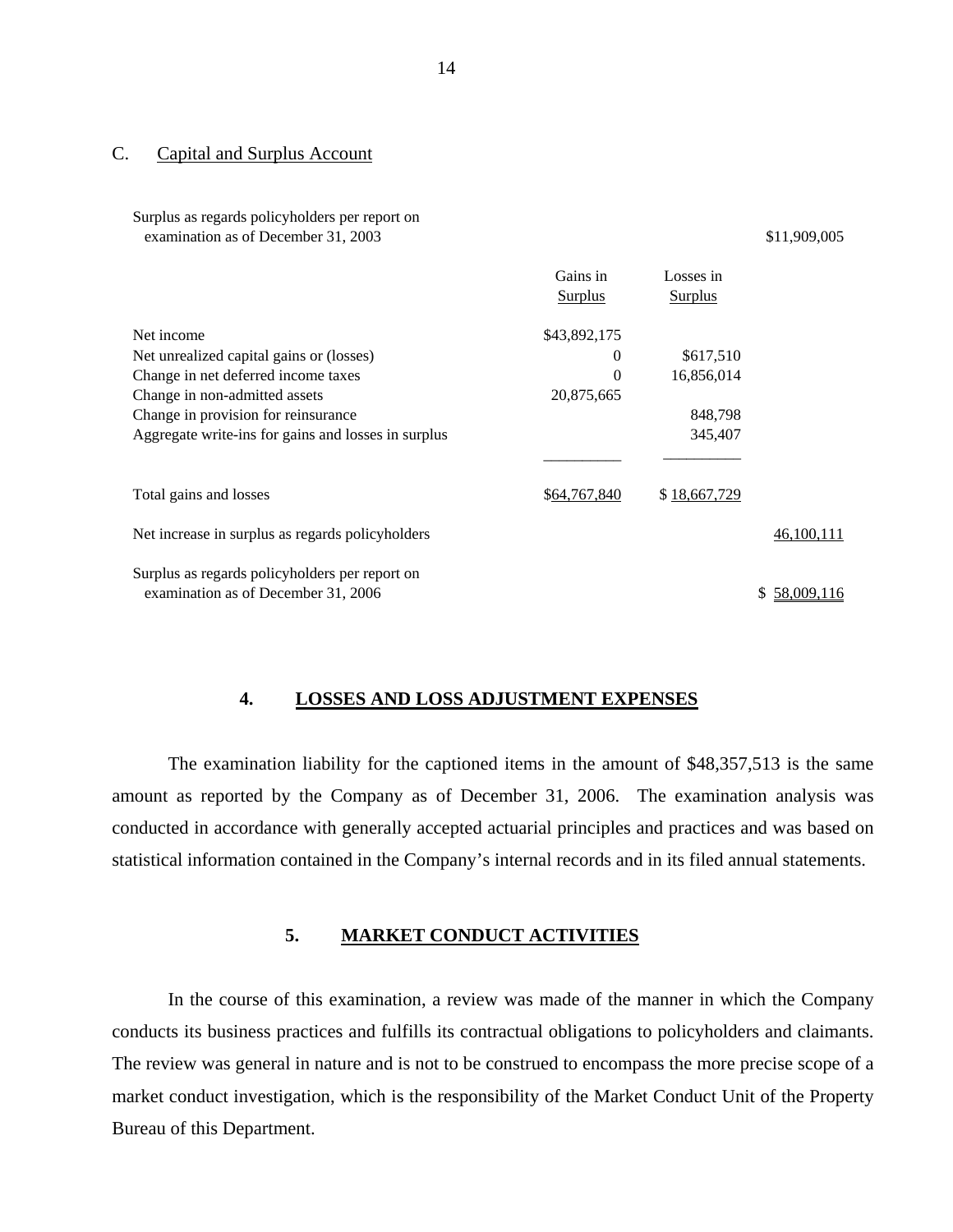## C. Capital and Surplus Account

| | Gains in Surplus | Losses in Surplus | |
|---|---|---|---|
| Surplus as regards policyholders per report on examination as of December 31, 2003 | | | $11,909,005 |
| Net income | $43,892,175 | | |
| Net unrealized capital gains or (losses) | 0 | $617,510 | |
| Change in net deferred income taxes | 0 | 16,856,014 | |
| Change in non-admitted assets | 20,875,665 | | |
| Change in provision for reinsurance | | 848,798 | |
| Aggregate write-ins for gains and losses in surplus | | 345,407 | |
| Total gains and losses | $64,767,840 | $ 18,667,729 | |
| Net increase in surplus as regards policyholders | | | 46,100,111 |
| Surplus as regards policyholders per report on examination as of December 31, 2006 | | | $ 58,009,116 |

## 4. LOSSES AND LOSS ADJUSTMENT EXPENSES

The examination liability for the captioned items in the amount of $48,357,513 is the same amount as reported by the Company as of December 31, 2006. The examination analysis was conducted in accordance with generally accepted actuarial principles and practices and was based on statistical information contained in the Company's internal records and in its filed annual statements.

## 5. MARKET CONDUCT ACTIVITIES

In the course of this examination, a review was made of the manner in which the Company conducts its business practices and fulfills its contractual obligations to policyholders and claimants. The review was general in nature and is not to be construed to encompass the more precise scope of a market conduct investigation, which is the responsibility of the Market Conduct Unit of the Property Bureau of this Department.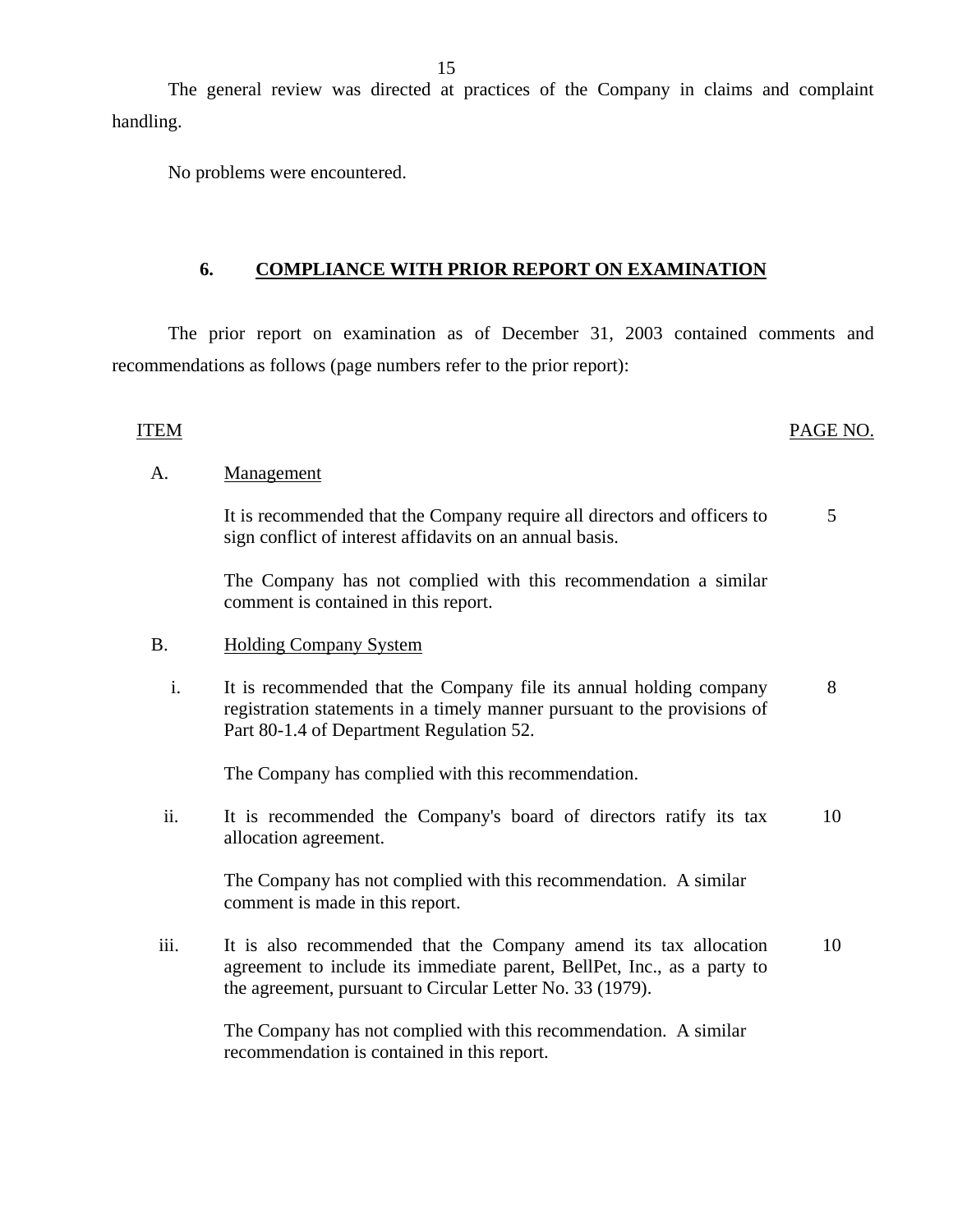The general review was directed at practices of the Company in claims and complaint handling.

No problems were encountered.

## 6. COMPLIANCE WITH PRIOR REPORT ON EXAMINATION

The prior report on examination as of December 31, 2003 contained comments and recommendations as follows (page numbers refer to the prior report):

| ITEM | | PAGE NO. |
|---|---|---|
| A. | Management | |
| | It is recommended that the Company require all directors and officers to sign conflict of interest affidavits on an annual basis. | 5 |
| | The Company has not complied with this recommendation a similar comment is contained in this report. | |
| B. | Holding Company System | |
| i. | It is recommended that the Company file its annual holding company registration statements in a timely manner pursuant to the provisions of Part 80-1.4 of Department Regulation 52. | 8 |
| | The Company has complied with this recommendation. | |
| ii. | It is recommended the Company's board of directors ratify its tax allocation agreement. | 10 |
| | The Company has not complied with this recommendation. A similar comment is made in this report. | |
| iii. | It is also recommended that the Company amend its tax allocation agreement to include its immediate parent, BellPet, Inc., as a party to the agreement, pursuant to Circular Letter No. 33 (1979). | 10 |
| | The Company has not complied with this recommendation. A similar recommendation is contained in this report. | |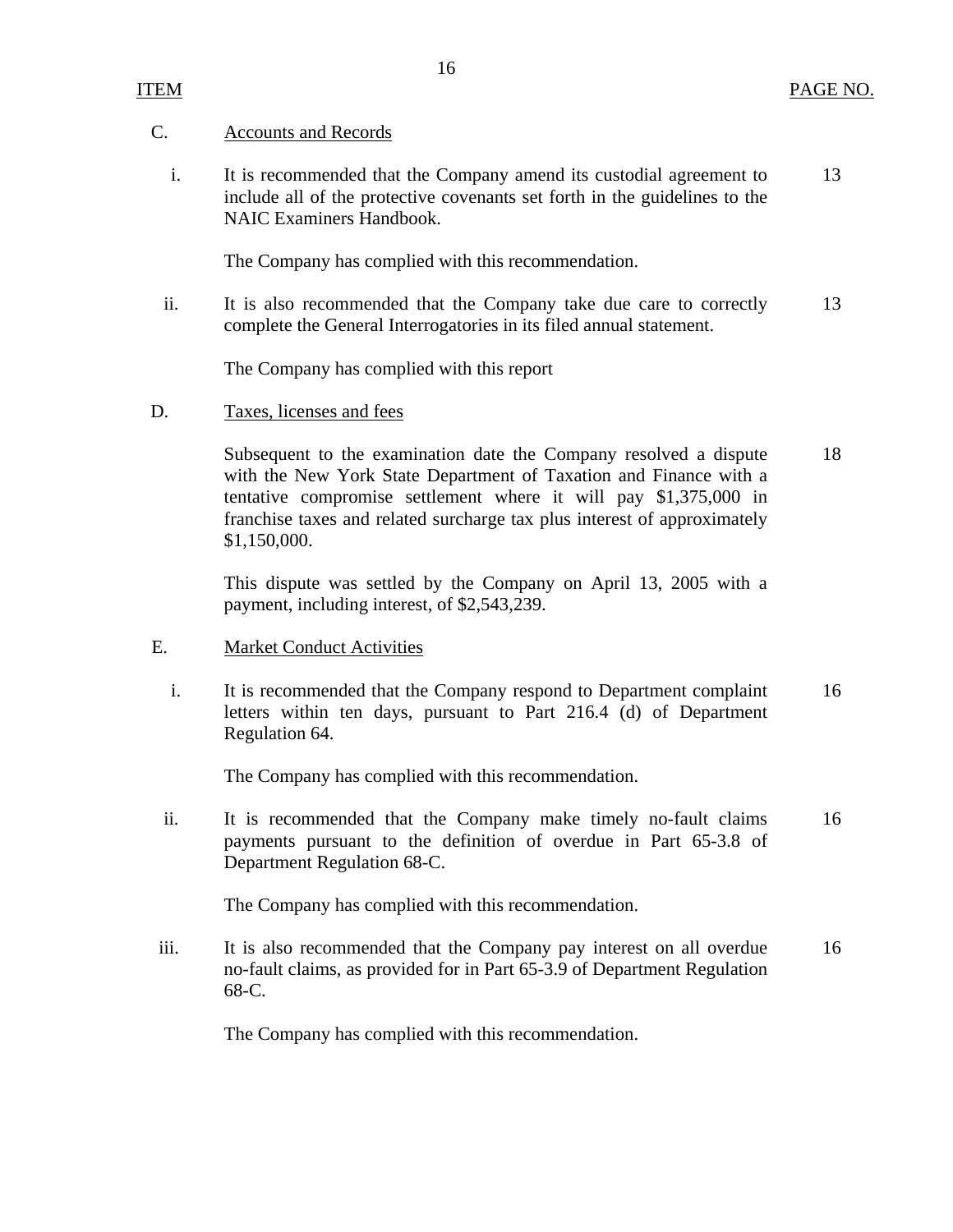| ITEM | | PAGE NO. |
|---|---|---|
| C. | Accounts and Records | |
| i. | It is recommended that the Company amend its custodial agreement to include all of the protective covenants set forth in the guidelines to the NAIC Examiners Handbook. | 13 |
| | The Company has complied with this recommendation. | |
| ii. | It is also recommended that the Company take due care to correctly complete the General Interrogatories in its filed annual statement. | 13 |
| | The Company has complied with this report | |
| D. | Taxes, licenses and fees | |
| | Subsequent to the examination date the Company resolved a dispute with the New York State Department of Taxation and Finance with a tentative compromise settlement where it will pay $1,375,000 in franchise taxes and related surcharge tax plus interest of approximately $1,150,000. | 18 |
| | This dispute was settled by the Company on April 13, 2005 with a payment, including interest, of $2,543,239. | |
| E. | Market Conduct Activities | |
| i. | It is recommended that the Company respond to Department complaint letters within ten days, pursuant to Part 216.4 (d) of Department Regulation 64. | 16 |
| | The Company has complied with this recommendation. | |
| ii. | It is recommended that the Company make timely no-fault claims payments pursuant to the definition of overdue in Part 65-3.8 of Department Regulation 68-C. | 16 |
| | The Company has complied with this recommendation. | |
| iii. | It is also recommended that the Company pay interest on all overdue no-fault claims, as provided for in Part 65-3.9 of Department Regulation 68-C. | 16 |
| | The Company has complied with this recommendation. | |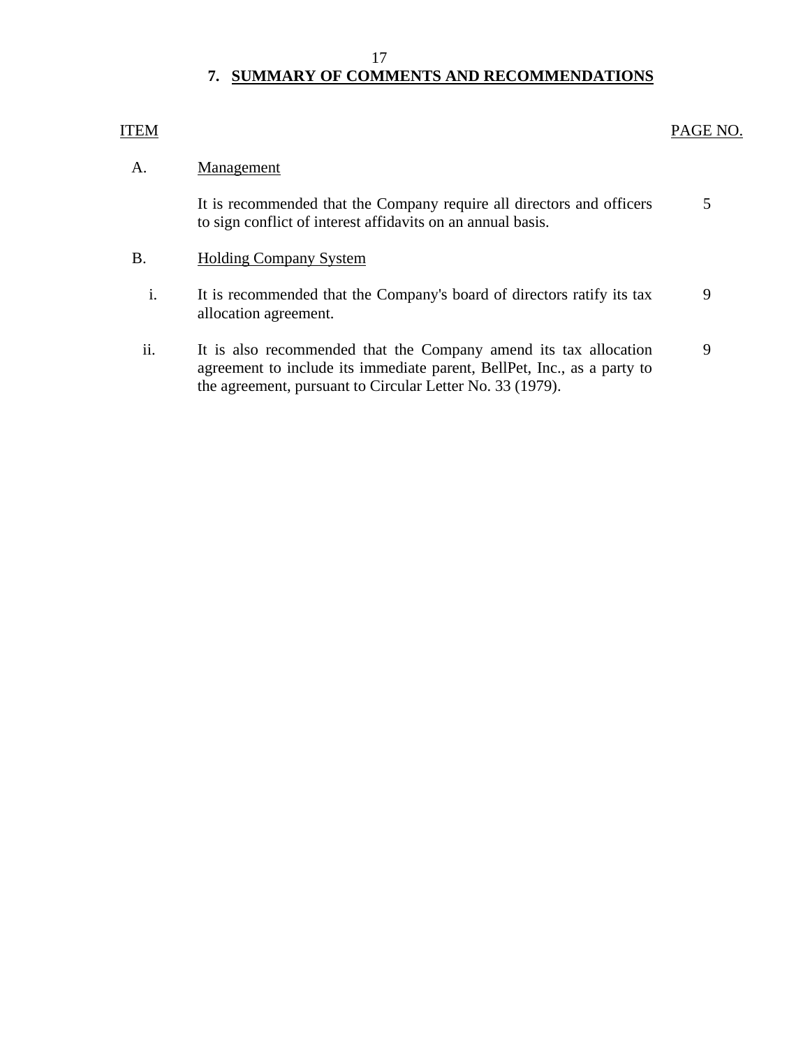## 7. SUMMARY OF COMMENTS AND RECOMMENDATIONS

| ITEM | | PAGE NO. |
|---|---|---|
| A. | Management | |
| | It is recommended that the Company require all directors and officers to sign conflict of interest affidavits on an annual basis. | 5 |
| B. | Holding Company System | |
| i. | It is recommended that the Company's board of directors ratify its tax allocation agreement. | 9 |
| ii. | It is also recommended that the Company amend its tax allocation agreement to include its immediate parent, BellPet, Inc., as a party to the agreement, pursuant to Circular Letter No. 33 (1979). | 9 |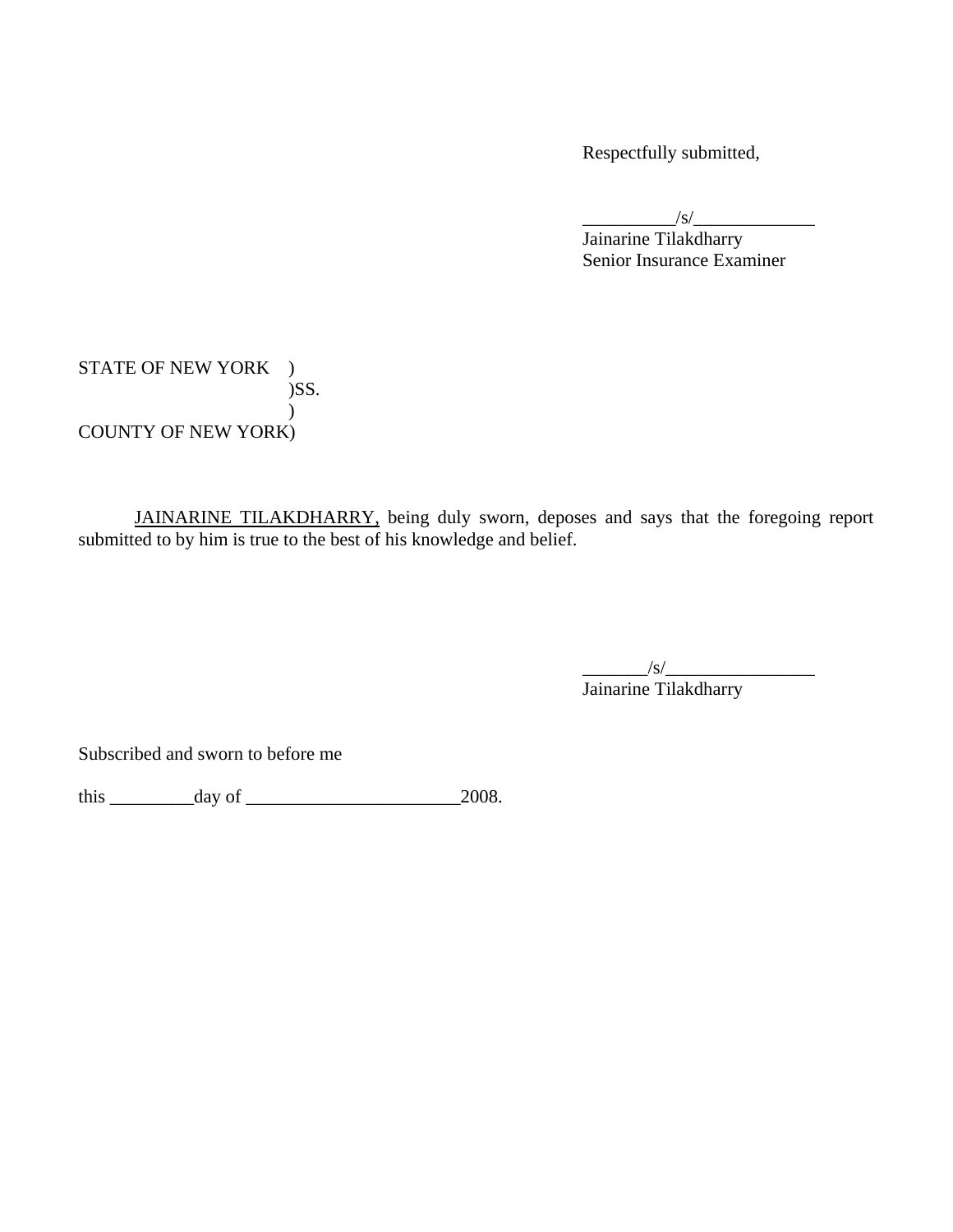Respectfully submitted,

__________/s/_____________
Jainarine Tilakdharry
Senior Insurance Examiner

STATE OF NEW YORK )
)SS.
)
COUNTY OF NEW YORK)

JAINARINE TILAKDHARRY, being duly sworn, deposes and says that the foregoing report submitted to by him is true to the best of his knowledge and belief.

_______/s/________________
Jainarine Tilakdharry

Subscribed and sworn to before me

this _________day of _______________________2008.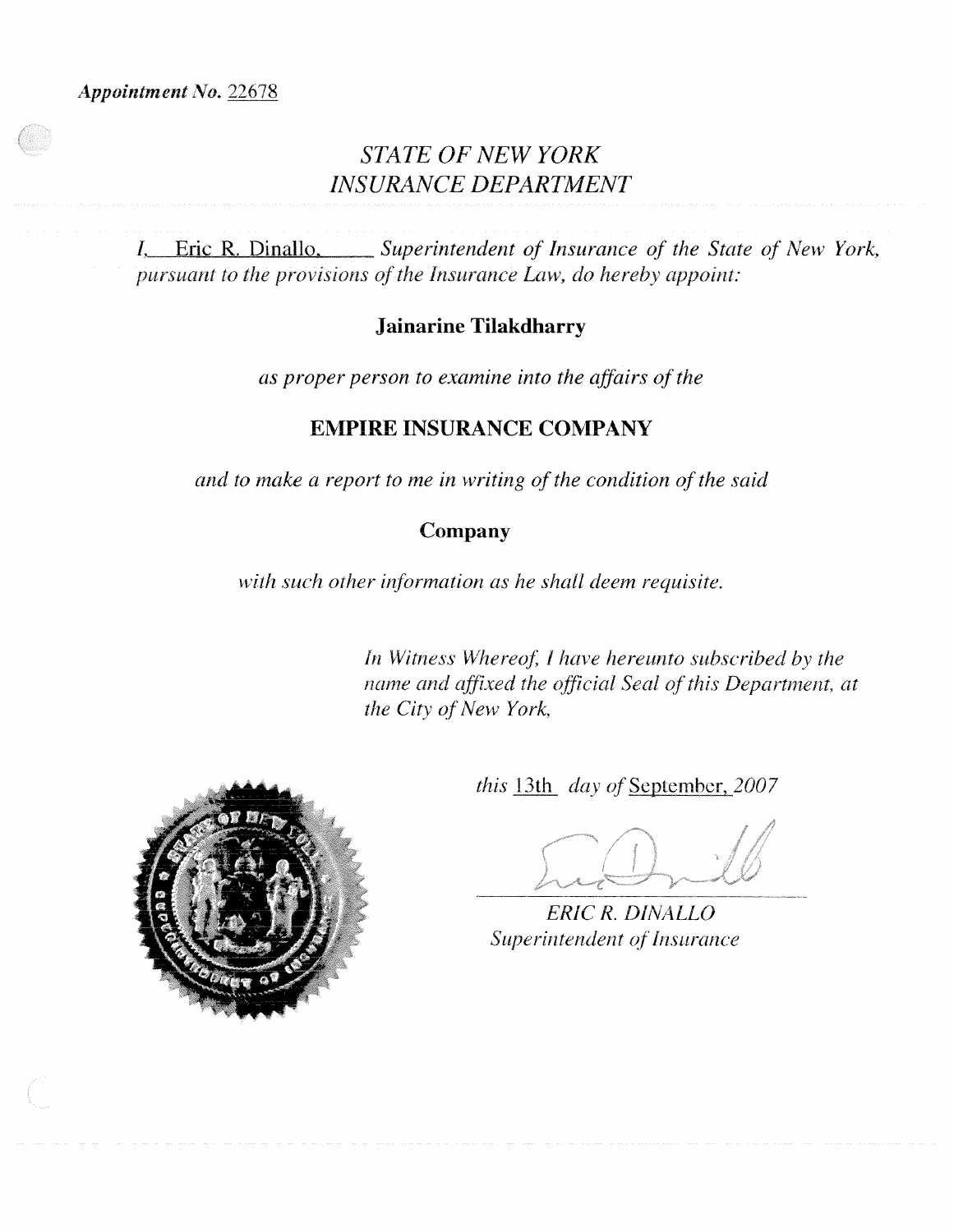*Appointment No.* 22678

# *STATE OF NEW YORK*
## *INSURANCE DEPARTMENT*

*I,* Eric R. Dinallo, *Superintendent of Insurance of the State of New York, pursuant to the provisions of the Insurance Law, do hereby appoint:*

**Jainarine Tilakdharry**

*as proper person to examine into the affairs of the*

**EMPIRE INSURANCE COMPANY**

*and to make a report to me in writing of the condition of the said*

**Company**

*with such other information as he shall deem requisite.*

*In Witness Whereof, I have hereunto subscribed by the name and affixed the official Seal of this Department, at the City of New York,*

*this* 13th *day of* September, *2007*

*ERIC R. DINALLO*
*Superintendent of Insurance*